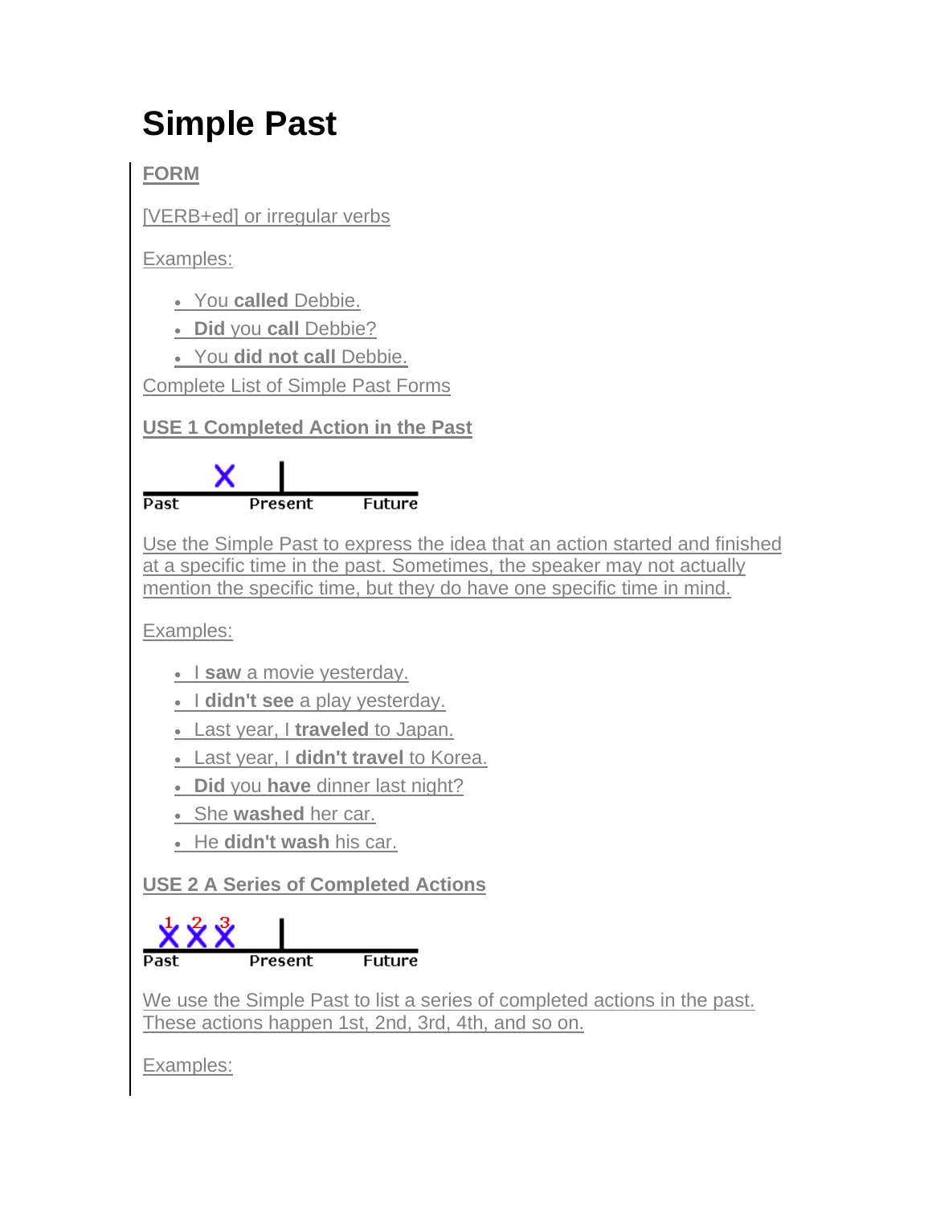# Simple Past

**FORM**

[VERB+ed] or irregular verbs

Examples:

- You **called** Debbie.
- **Did** you **call** Debbie?
- You **did not call** Debbie.

Complete List of Simple Past Forms

**USE 1 Completed Action in the Past**

Past Present Future

Use the Simple Past to express the idea that an action started and finished at a specific time in the past. Sometimes, the speaker may not actually mention the specific time, but they do have one specific time in mind.

Examples:

- I **saw** a movie yesterday.
- I **didn't see** a play yesterday.
- Last year, I **traveled** to Japan.
- Last year, I **didn't travel** to Korea.
- **Did** you **have** dinner last night?
- She **washed** her car.
- He **didn't wash** his car.

**USE 2 A Series of Completed Actions**

Past Present Future

We use the Simple Past to list a series of completed actions in the past. These actions happen 1st, 2nd, 3rd, 4th, and so on.

Examples: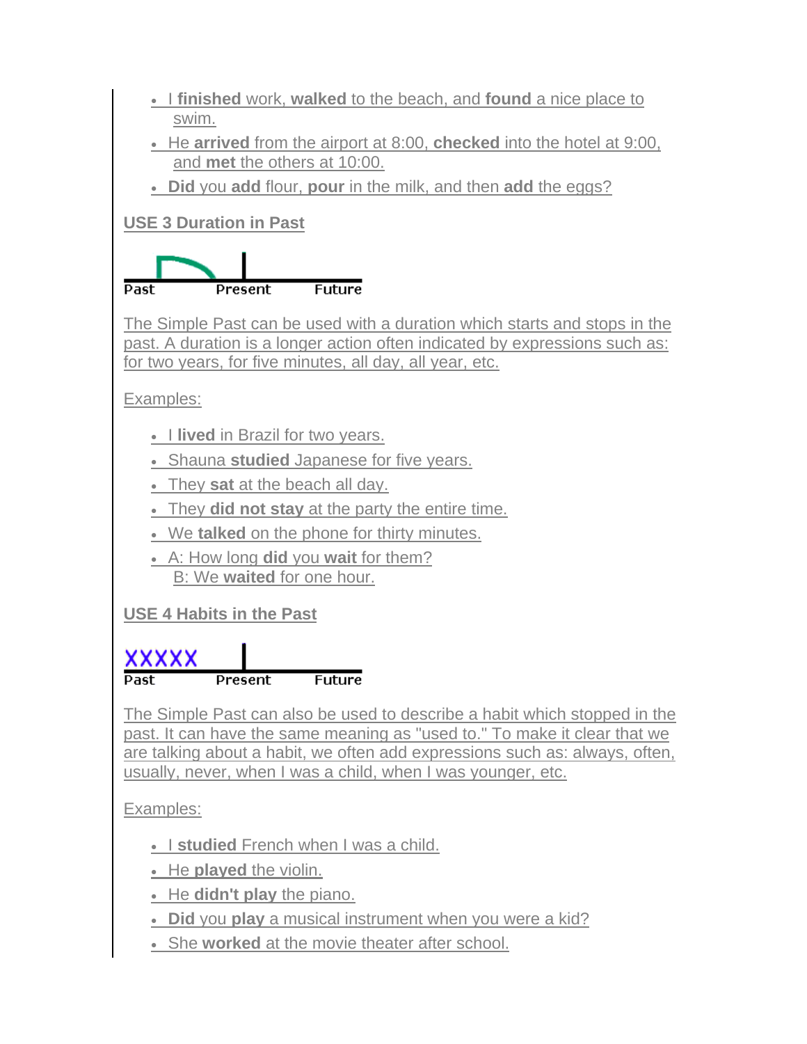- I **finished** work, **walked** to the beach, and **found** a nice place to swim.
- He **arrived** from the airport at 8:00, **checked** into the hotel at 9:00, and **met** the others at 10:00.
- **Did** you **add** flour, **pour** in the milk, and then **add** the eggs?

**USE 3 Duration in Past**

Past Present Future

The Simple Past can be used with a duration which starts and stops in the past. A duration is a longer action often indicated by expressions such as: for two years, for five minutes, all day, all year, etc.

Examples:

- I **lived** in Brazil for two years.
- Shauna **studied** Japanese for five years.
- They **sat** at the beach all day.
- They **did not stay** at the party the entire time.
- We **talked** on the phone for thirty minutes.
- A: How long **did** you **wait** for them?
  B: We **waited** for one hour.

**USE 4 Habits in the Past**

XXXXX

Past Present Future

The Simple Past can also be used to describe a habit which stopped in the past. It can have the same meaning as "used to." To make it clear that we are talking about a habit, we often add expressions such as: always, often, usually, never, when I was a child, when I was younger, etc.

Examples:

- I **studied** French when I was a child.
- He **played** the violin.
- He **didn't play** the piano.
- **Did** you **play** a musical instrument when you were a kid?
- She **worked** at the movie theater after school.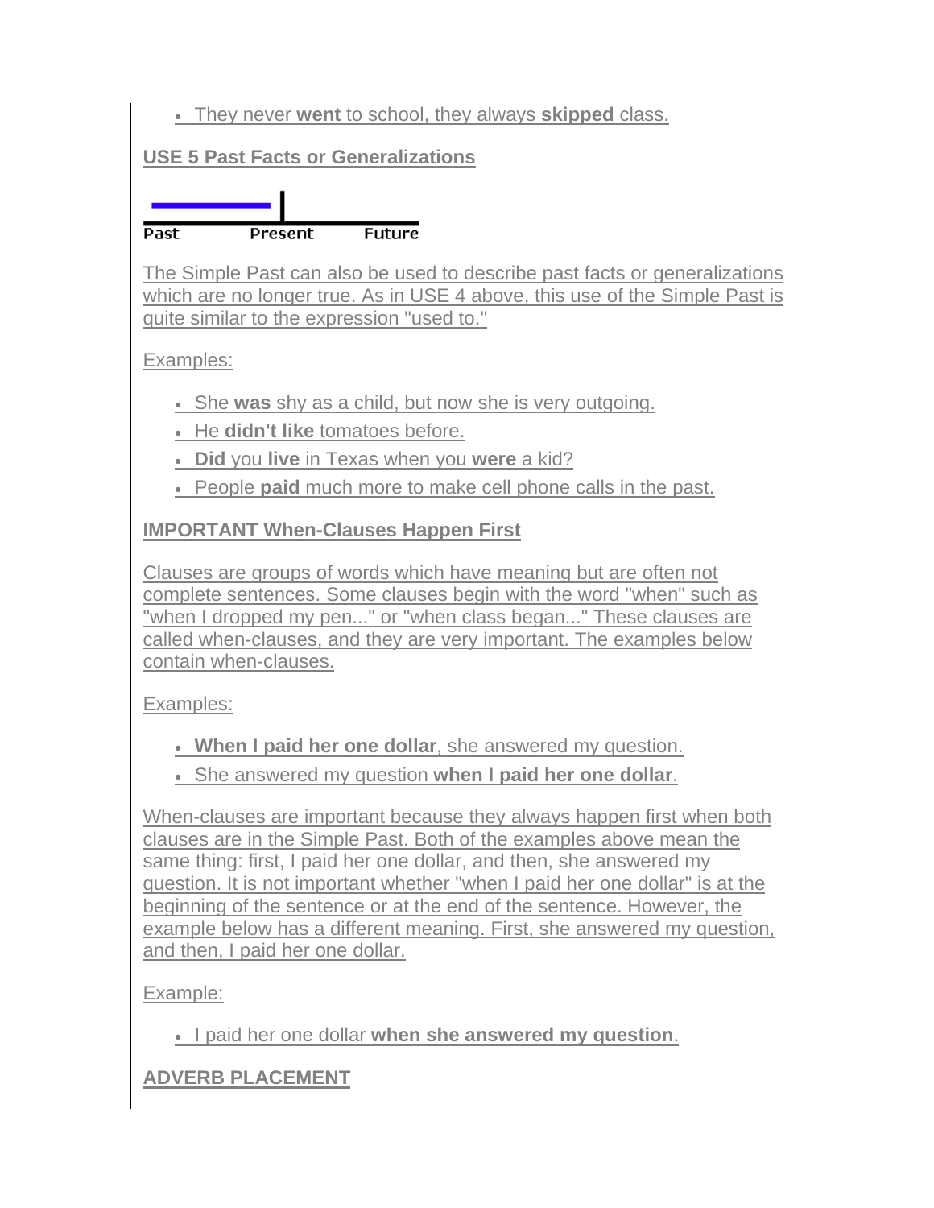- They never **went** to school, they always **skipped** class.

**USE 5 Past Facts or Generalizations**

Past Present Future

The Simple Past can also be used to describe past facts or generalizations which are no longer true. As in USE 4 above, this use of the Simple Past is quite similar to the expression "used to."

Examples:

- She **was** shy as a child, but now she is very outgoing.
- He **didn't like** tomatoes before.
- **Did** you **live** in Texas when you **were** a kid?
- People **paid** much more to make cell phone calls in the past.

**IMPORTANT When-Clauses Happen First**

Clauses are groups of words which have meaning but are often not complete sentences. Some clauses begin with the word "when" such as "when I dropped my pen..." or "when class began..." These clauses are called when-clauses, and they are very important. The examples below contain when-clauses.

Examples:

- **When I paid her one dollar**, she answered my question.
- She answered my question **when I paid her one dollar**.

When-clauses are important because they always happen first when both clauses are in the Simple Past. Both of the examples above mean the same thing: first, I paid her one dollar, and then, she answered my question. It is not important whether "when I paid her one dollar" is at the beginning of the sentence or at the end of the sentence. However, the example below has a different meaning. First, she answered my question, and then, I paid her one dollar.

Example:

- I paid her one dollar **when she answered my question**.

**ADVERB PLACEMENT**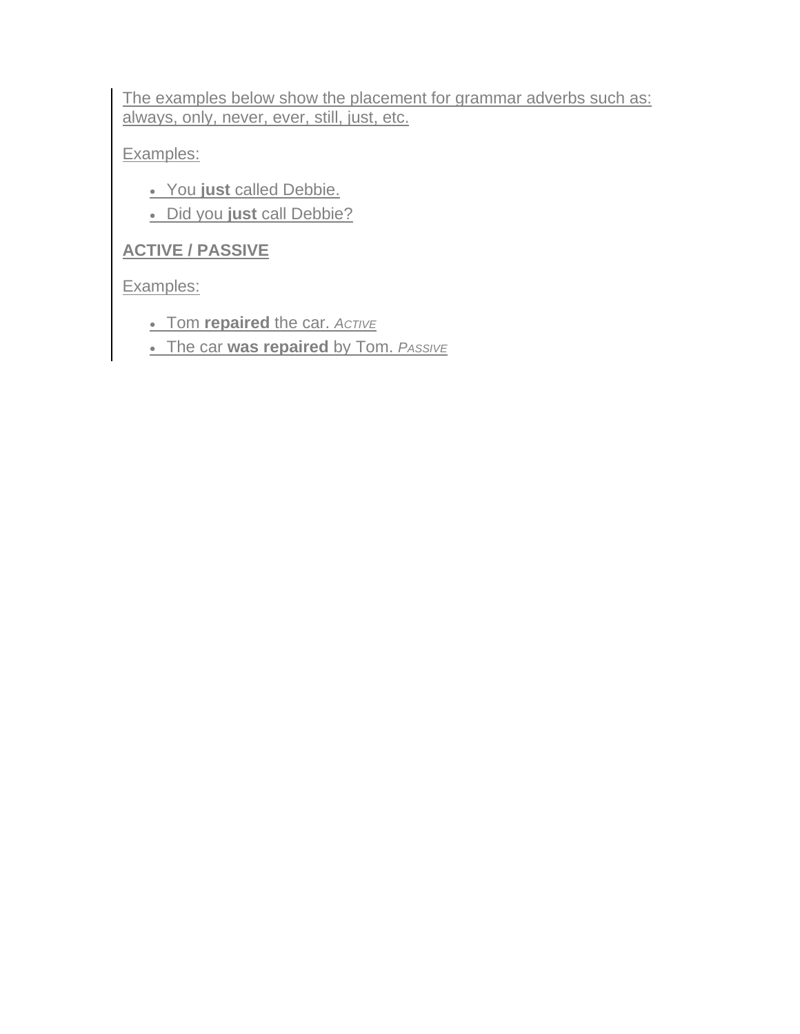The examples below show the placement for grammar adverbs such as: always, only, never, ever, still, just, etc.

Examples:

- You **just** called Debbie.
- Did you **just** call Debbie?

**ACTIVE / PASSIVE**

Examples:

- Tom **repaired** the car. *ACTIVE*
- The car **was repaired** by Tom. *PASSIVE*